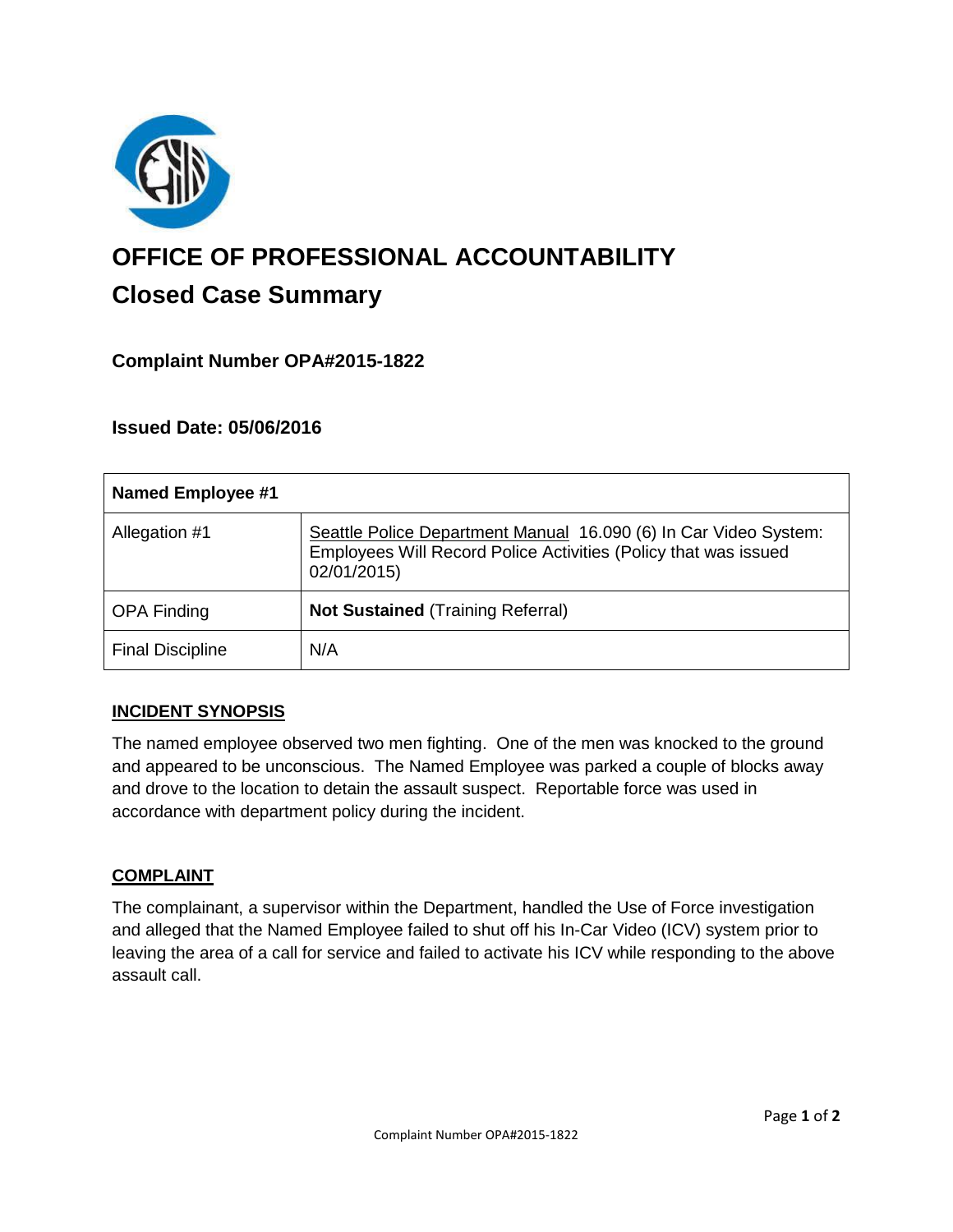# OFFICE OF PROFESSIONAL ACCOUNTABILITY

## Closed Case Summary

### Complaint Number OPA#2015-1822

### Issued Date: 05/06/2016

| Named Employee #1 | |
|---|---|
| Allegation #1 | Seattle Police Department Manual 16.090 (6) In Car Video System: Employees Will Record Police Activities (Policy that was issued 02/01/2015) |
| OPA Finding | **Not Sustained** (Training Referral) |
| Final Discipline | N/A |

**INCIDENT SYNOPSIS**

The named employee observed two men fighting. One of the men was knocked to the ground and appeared to be unconscious. The Named Employee was parked a couple of blocks away and drove to the location to detain the assault suspect. Reportable force was used in accordance with department policy during the incident.

**COMPLAINT**

The complainant, a supervisor within the Department, handled the Use of Force investigation and alleged that the Named Employee failed to shut off his In-Car Video (ICV) system prior to leaving the area of a call for service and failed to activate his ICV while responding to the above assault call.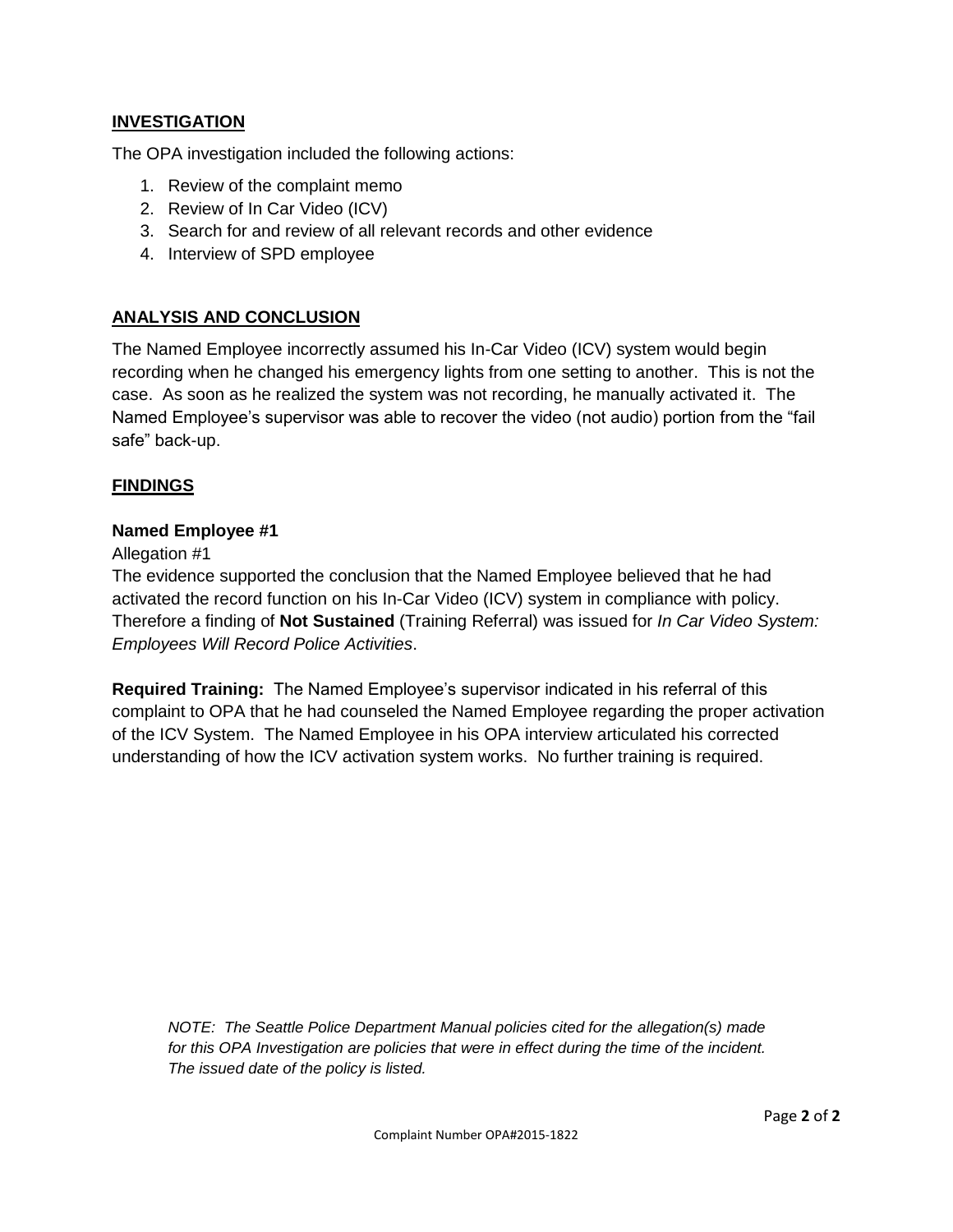## INVESTIGATION

The OPA investigation included the following actions:

1. Review of the complaint memo
2. Review of In Car Video (ICV)
3. Search for and review of all relevant records and other evidence
4. Interview of SPD employee

## ANALYSIS AND CONCLUSION

The Named Employee incorrectly assumed his In-Car Video (ICV) system would begin recording when he changed his emergency lights from one setting to another. This is not the case. As soon as he realized the system was not recording, he manually activated it. The Named Employee's supervisor was able to recover the video (not audio) portion from the "fail safe" back-up.

## FINDINGS

### Named Employee #1

Allegation #1

The evidence supported the conclusion that the Named Employee believed that he had activated the record function on his In-Car Video (ICV) system in compliance with policy. Therefore a finding of **Not Sustained** (Training Referral) was issued for *In Car Video System: Employees Will Record Police Activities*.

**Required Training:** The Named Employee's supervisor indicated in his referral of this complaint to OPA that he had counseled the Named Employee regarding the proper activation of the ICV System. The Named Employee in his OPA interview articulated his corrected understanding of how the ICV activation system works. No further training is required.

*NOTE: The Seattle Police Department Manual policies cited for the allegation(s) made for this OPA Investigation are policies that were in effect during the time of the incident. The issued date of the policy is listed.*

Complaint Number OPA#2015-1822